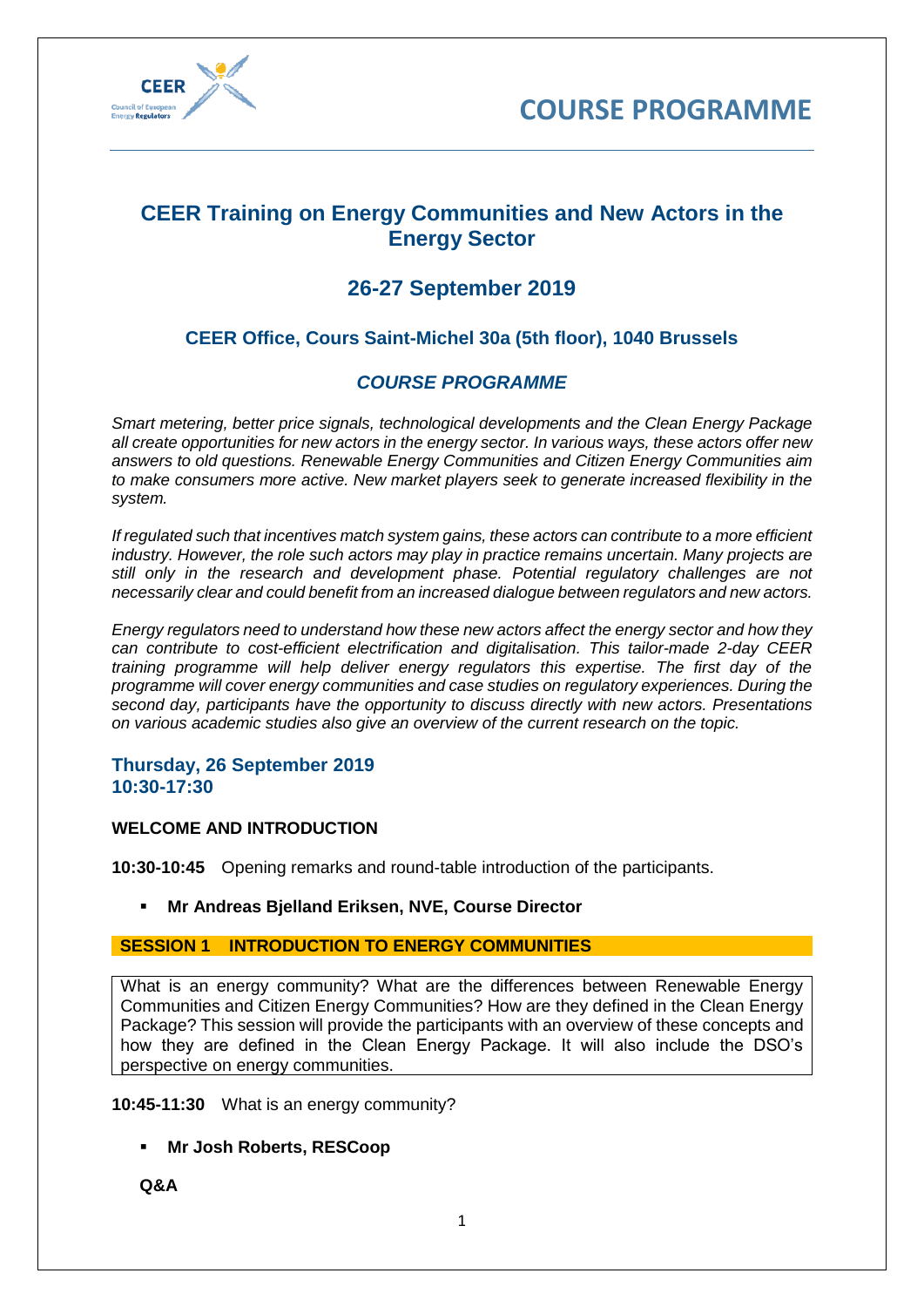# COURSE PROGRAMME

## CEER Training on Energy Communities and New Actors in the Energy Sector

## 26-27 September 2019

### CEER Office, Cours Saint-Michel 30a (5th floor), 1040 Brussels

### *COURSE PROGRAMME*

*Smart metering, better price signals, technological developments and the Clean Energy Package all create opportunities for new actors in the energy sector. In various ways, these actors offer new answers to old questions. Renewable Energy Communities and Citizen Energy Communities aim to make consumers more active. New market players seek to generate increased flexibility in the system.*

*If regulated such that incentives match system gains, these actors can contribute to a more efficient industry. However, the role such actors may play in practice remains uncertain. Many projects are still only in the research and development phase. Potential regulatory challenges are not necessarily clear and could benefit from an increased dialogue between regulators and new actors.*

*Energy regulators need to understand how these new actors affect the energy sector and how they can contribute to cost-efficient electrification and digitalisation. This tailor-made 2-day CEER training programme will help deliver energy regulators this expertise. The first day of the programme will cover energy communities and case studies on regulatory experiences. During the second day, participants have the opportunity to discuss directly with new actors. Presentations on various academic studies also give an overview of the current research on the topic.*

### Thursday, 26 September 2019
### 10:30-17:30

**WELCOME AND INTRODUCTION**

**10:30-10:45** Opening remarks and round-table introduction of the participants.

- **Mr Andreas Bjelland Eriksen, NVE, Course Director**

**SESSION 1 INTRODUCTION TO ENERGY COMMUNITIES**

What is an energy community? What are the differences between Renewable Energy Communities and Citizen Energy Communities? How are they defined in the Clean Energy Package? This session will provide the participants with an overview of these concepts and how they are defined in the Clean Energy Package. It will also include the DSO's perspective on energy communities.

**10:45-11:30** What is an energy community?

- **Mr Josh Roberts, RESCoop**

**Q&A**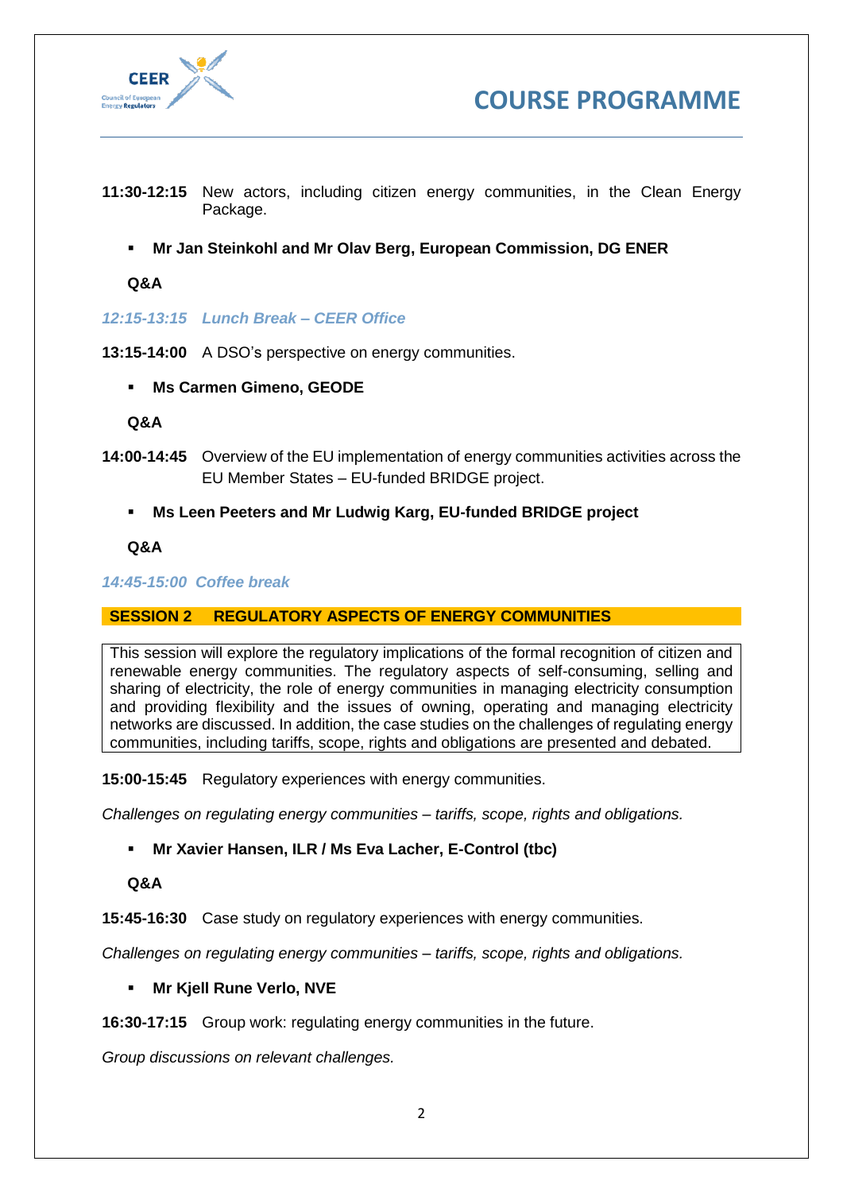**11:30-12:15** New actors, including citizen energy communities, in the Clean Energy Package.

- **Mr Jan Steinkohl and Mr Olav Berg, European Commission, DG ENER**

**Q&A**

***12:15-13:15 Lunch Break – CEER Office***

**13:15-14:00** A DSO's perspective on energy communities.

- **Ms Carmen Gimeno, GEODE**

**Q&A**

**14:00-14:45** Overview of the EU implementation of energy communities activities across the EU Member States – EU-funded BRIDGE project.

- **Ms Leen Peeters and Mr Ludwig Karg, EU-funded BRIDGE project**

**Q&A**

***14:45-15:00 Coffee break***

## SESSION 2 REGULATORY ASPECTS OF ENERGY COMMUNITIES

This session will explore the regulatory implications of the formal recognition of citizen and renewable energy communities. The regulatory aspects of self-consuming, selling and sharing of electricity, the role of energy communities in managing electricity consumption and providing flexibility and the issues of owning, operating and managing electricity networks are discussed. In addition, the case studies on the challenges of regulating energy communities, including tariffs, scope, rights and obligations are presented and debated.

**15:00-15:45** Regulatory experiences with energy communities.

*Challenges on regulating energy communities – tariffs, scope, rights and obligations.*

- **Mr Xavier Hansen, ILR / Ms Eva Lacher, E-Control (tbc)**

**Q&A**

**15:45-16:30** Case study on regulatory experiences with energy communities.

*Challenges on regulating energy communities – tariffs, scope, rights and obligations.*

- **Mr Kjell Rune Verlo, NVE**

**16:30-17:15** Group work: regulating energy communities in the future.

*Group discussions on relevant challenges.*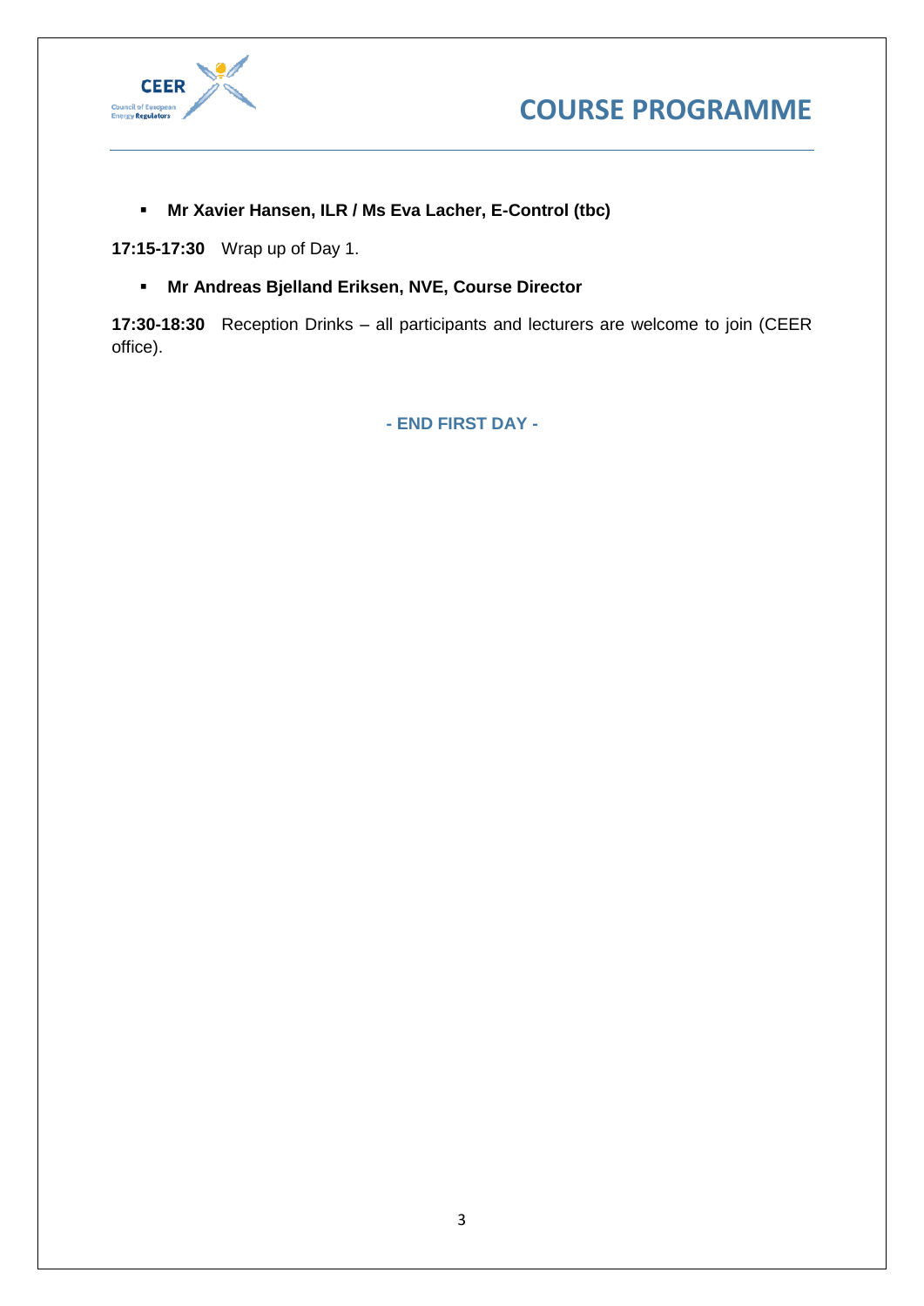- **Mr Xavier Hansen, ILR / Ms Eva Lacher, E-Control (tbc)**

**17:15-17:30** Wrap up of Day 1.

- **Mr Andreas Bjelland Eriksen, NVE, Course Director**

**17:30-18:30** Reception Drinks – all participants and lecturers are welcome to join (CEER office).

**- END FIRST DAY -**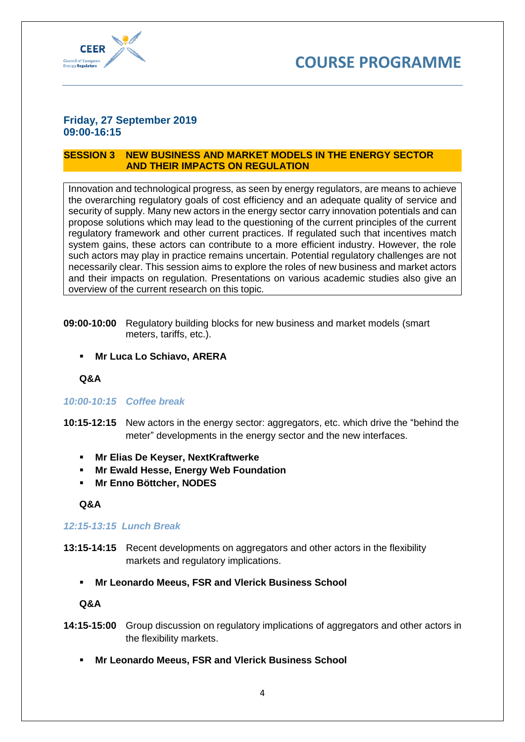# COURSE PROGRAMME

## Friday, 27 September 2019
## 09:00-16:15

### SESSION 3 NEW BUSINESS AND MARKET MODELS IN THE ENERGY SECTOR AND THEIR IMPACTS ON REGULATION

Innovation and technological progress, as seen by energy regulators, are means to achieve the overarching regulatory goals of cost efficiency and an adequate quality of service and security of supply. Many new actors in the energy sector carry innovation potentials and can propose solutions which may lead to the questioning of the current principles of the current regulatory framework and other current practices. If regulated such that incentives match system gains, these actors can contribute to a more efficient industry. However, the role such actors may play in practice remains uncertain. Potential regulatory challenges are not necessarily clear. This session aims to explore the roles of new business and market actors and their impacts on regulation. Presentations on various academic studies also give an overview of the current research on this topic.

**09:00-10:00** Regulatory building blocks for new business and market models (smart meters, tariffs, etc.).

- **Mr Luca Lo Schiavo, ARERA**

**Q&A**

***10:00-10:15 Coffee break***

**10:15-12:15** New actors in the energy sector: aggregators, etc. which drive the "behind the meter" developments in the energy sector and the new interfaces.

- **Mr Elias De Keyser, NextKraftwerke**
- **Mr Ewald Hesse, Energy Web Foundation**
- **Mr Enno Böttcher, NODES**

**Q&A**

***12:15-13:15 Lunch Break***

**13:15-14:15** Recent developments on aggregators and other actors in the flexibility markets and regulatory implications.

- **Mr Leonardo Meeus, FSR and Vlerick Business School**

**Q&A**

**14:15-15:00** Group discussion on regulatory implications of aggregators and other actors in the flexibility markets.

- **Mr Leonardo Meeus, FSR and Vlerick Business School**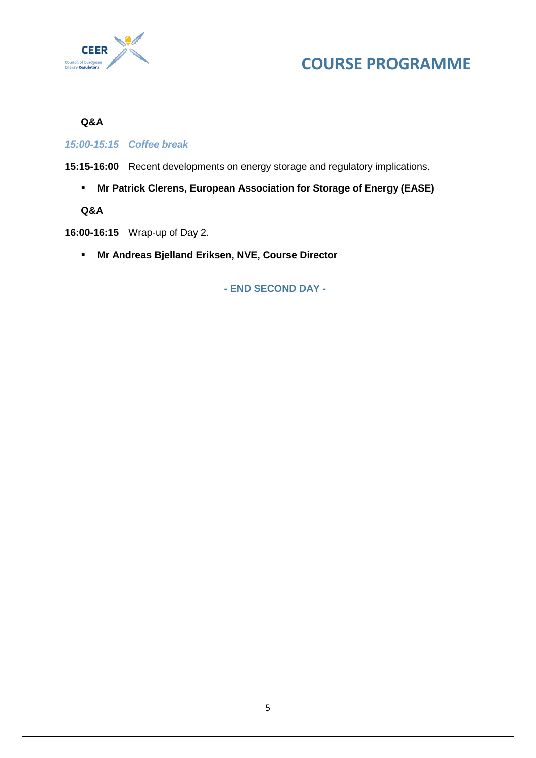**Q&A**

*15:00-15:15 Coffee break*

**15:15-16:00** Recent developments on energy storage and regulatory implications.

- **Mr Patrick Clerens, European Association for Storage of Energy (EASE)**

**Q&A**

**16:00-16:15** Wrap-up of Day 2.

- **Mr Andreas Bjelland Eriksen, NVE, Course Director**

**- END SECOND DAY -**